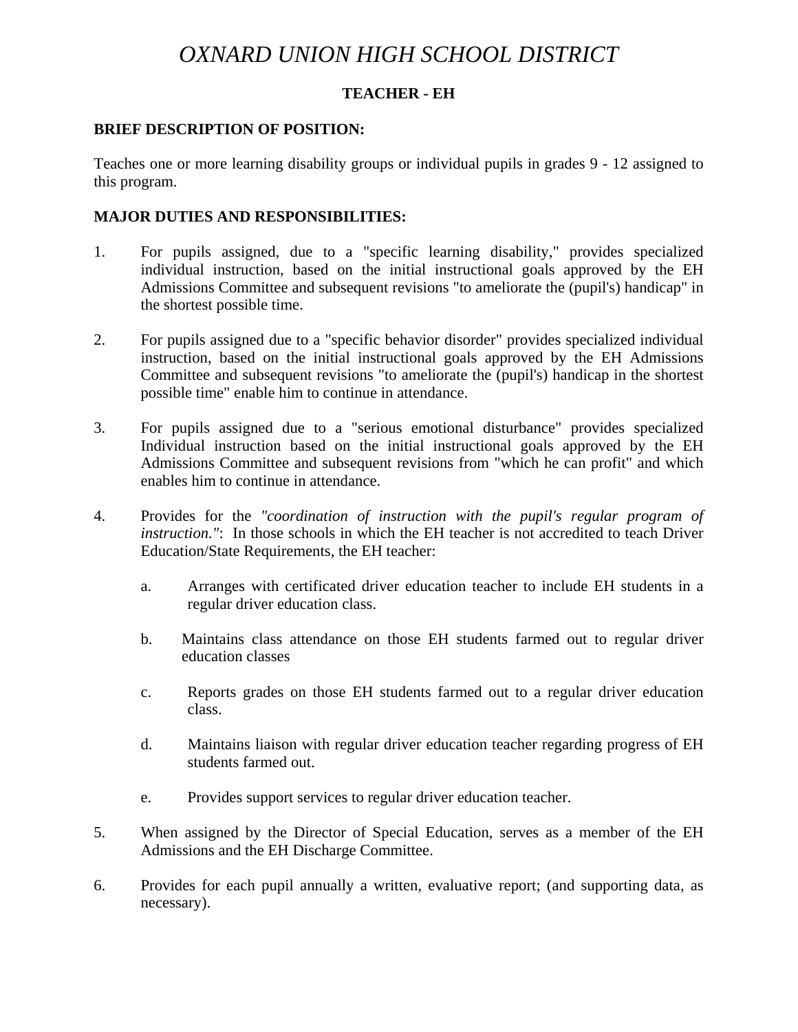# *OXNARD UNION HIGH SCHOOL DISTRICT*

## TEACHER - EH

**BRIEF DESCRIPTION OF POSITION:**

Teaches one or more learning disability groups or individual pupils in grades 9 - 12 assigned to this program.

**MAJOR DUTIES AND RESPONSIBILITIES:**

1. For pupils assigned, due to a "specific learning disability," provides specialized individual instruction, based on the initial instructional goals approved by the EH Admissions Committee and subsequent revisions "to ameliorate the (pupil's) handicap" in the shortest possible time.

2. For pupils assigned due to a "specific behavior disorder" provides specialized individual instruction, based on the initial instructional goals approved by the EH Admissions Committee and subsequent revisions "to ameliorate the (pupil's) handicap in the shortest possible time" enable him to continue in attendance.

3. For pupils assigned due to a "serious emotional disturbance" provides specialized Individual instruction based on the initial instructional goals approved by the EH Admissions Committee and subsequent revisions from "which he can profit" and which enables him to continue in attendance.

4. Provides for the *"coordination of instruction with the pupil's regular program of instruction."*: In those schools in which the EH teacher is not accredited to teach Driver Education/State Requirements, the EH teacher:

   a. Arranges with certificated driver education teacher to include EH students in a regular driver education class.

   b. Maintains class attendance on those EH students farmed out to regular driver education classes

   c. Reports grades on those EH students farmed out to a regular driver education class.

   d. Maintains liaison with regular driver education teacher regarding progress of EH students farmed out.

   e. Provides support services to regular driver education teacher.

5. When assigned by the Director of Special Education, serves as a member of the EH Admissions and the EH Discharge Committee.

6. Provides for each pupil annually a written, evaluative report; (and supporting data, as necessary).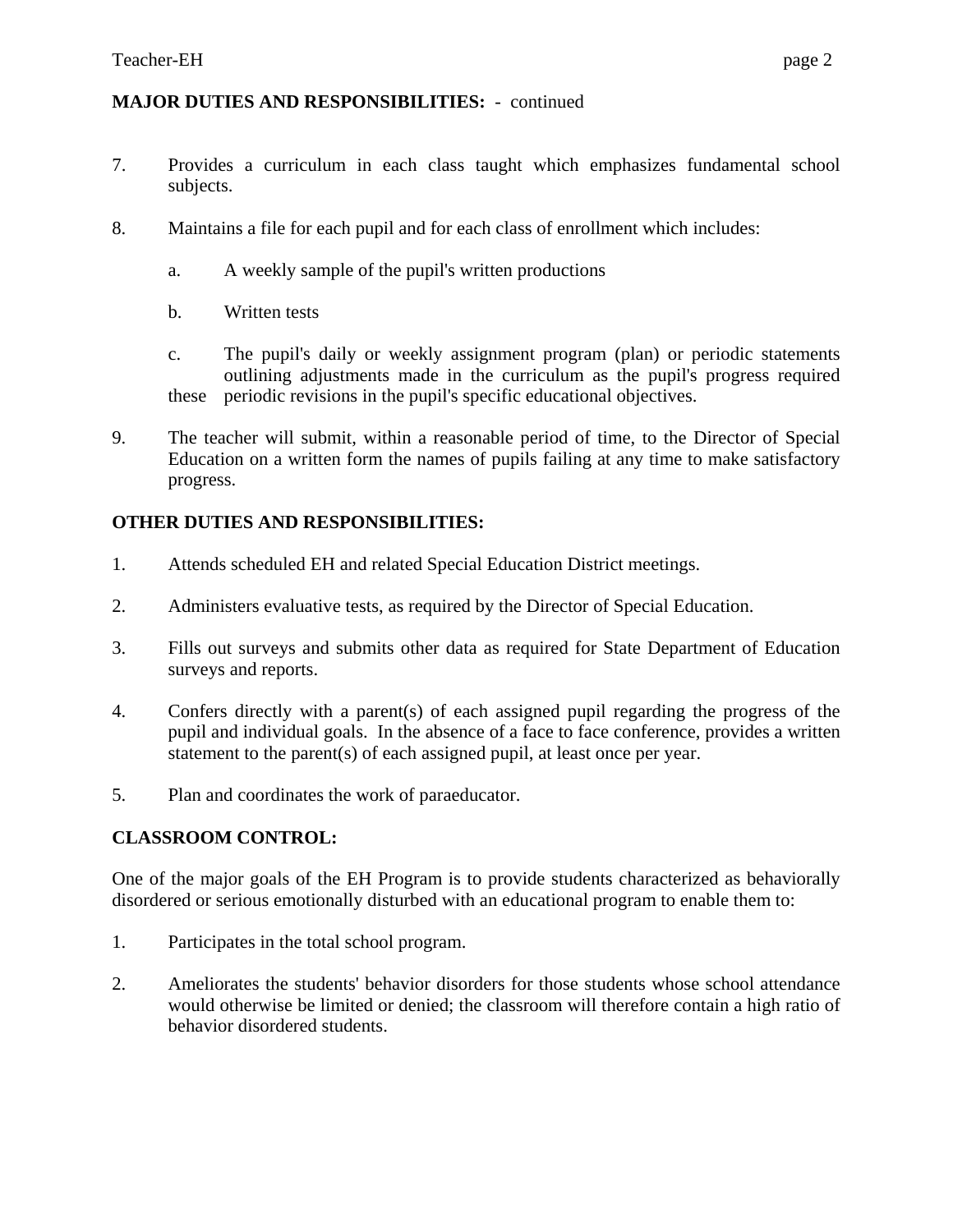**MAJOR DUTIES AND RESPONSIBILITIES:** - continued

7. Provides a curriculum in each class taught which emphasizes fundamental school subjects.

8. Maintains a file for each pupil and for each class of enrollment which includes:

   a. A weekly sample of the pupil's written productions

   b. Written tests

   c. The pupil's daily or weekly assignment program (plan) or periodic statements outlining adjustments made in the curriculum as the pupil's progress required these periodic revisions in the pupil's specific educational objectives.

9. The teacher will submit, within a reasonable period of time, to the Director of Special Education on a written form the names of pupils failing at any time to make satisfactory progress.

**OTHER DUTIES AND RESPONSIBILITIES:**

1. Attends scheduled EH and related Special Education District meetings.

2. Administers evaluative tests, as required by the Director of Special Education.

3. Fills out surveys and submits other data as required for State Department of Education surveys and reports.

4. Confers directly with a parent(s) of each assigned pupil regarding the progress of the pupil and individual goals. In the absence of a face to face conference, provides a written statement to the parent(s) of each assigned pupil, at least once per year.

5. Plan and coordinates the work of paraeducator.

**CLASSROOM CONTROL:**

One of the major goals of the EH Program is to provide students characterized as behaviorally disordered or serious emotionally disturbed with an educational program to enable them to:

1. Participates in the total school program.

2. Ameliorates the students' behavior disorders for those students whose school attendance would otherwise be limited or denied; the classroom will therefore contain a high ratio of behavior disordered students.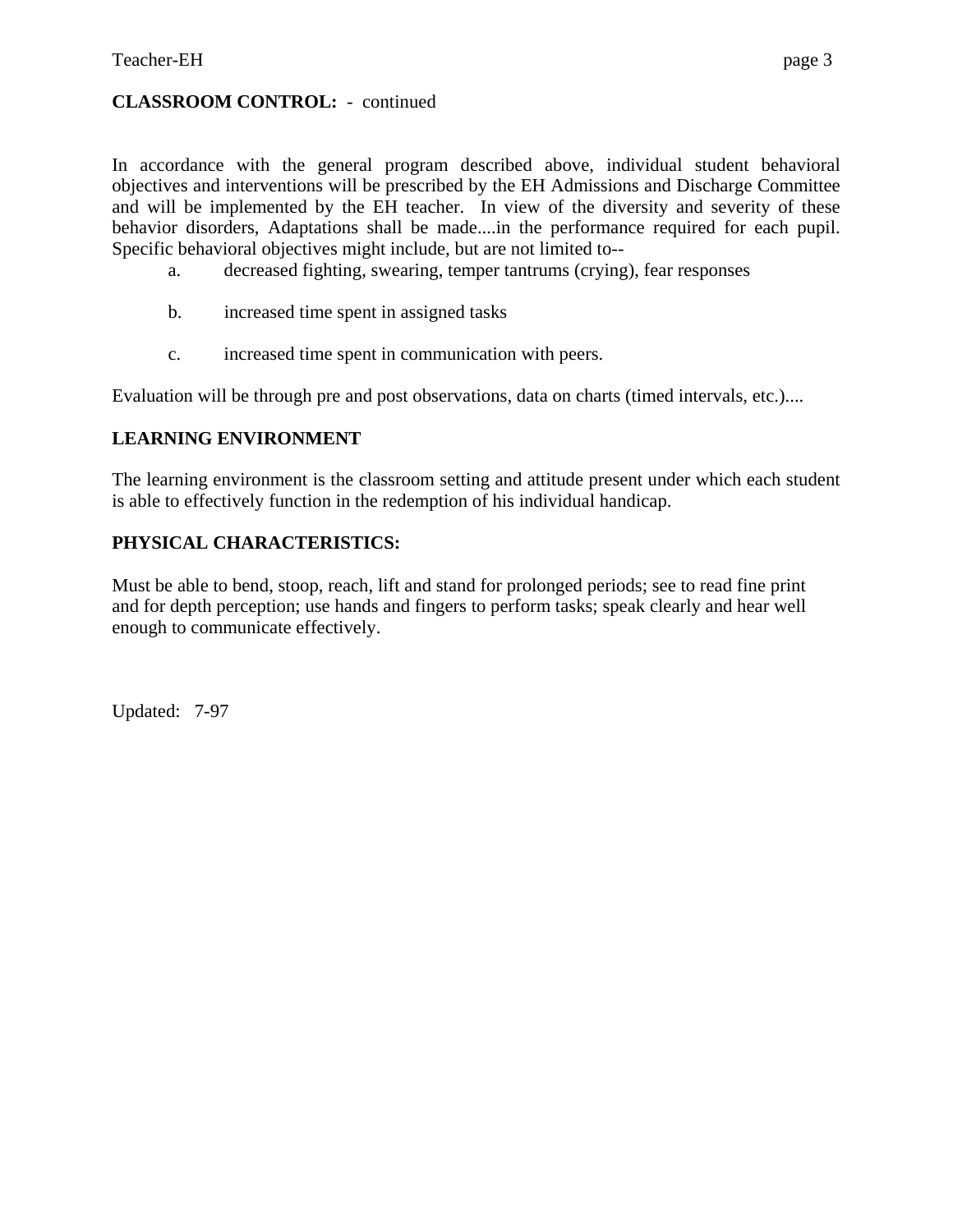**CLASSROOM CONTROL: - continued**

In accordance with the general program described above, individual student behavioral objectives and interventions will be prescribed by the EH Admissions and Discharge Committee and will be implemented by the EH teacher. In view of the diversity and severity of these behavior disorders, Adaptations shall be made....in the performance required for each pupil. Specific behavioral objectives might include, but are not limited to--

a. decreased fighting, swearing, temper tantrums (crying), fear responses

b. increased time spent in assigned tasks

c. increased time spent in communication with peers.

Evaluation will be through pre and post observations, data on charts (timed intervals, etc.)....

**LEARNING ENVIRONMENT**

The learning environment is the classroom setting and attitude present under which each student is able to effectively function in the redemption of his individual handicap.

**PHYSICAL CHARACTERISTICS:**

Must be able to bend, stoop, reach, lift and stand for prolonged periods; see to read fine print and for depth perception; use hands and fingers to perform tasks; speak clearly and hear well enough to communicate effectively.

Updated: 7-97